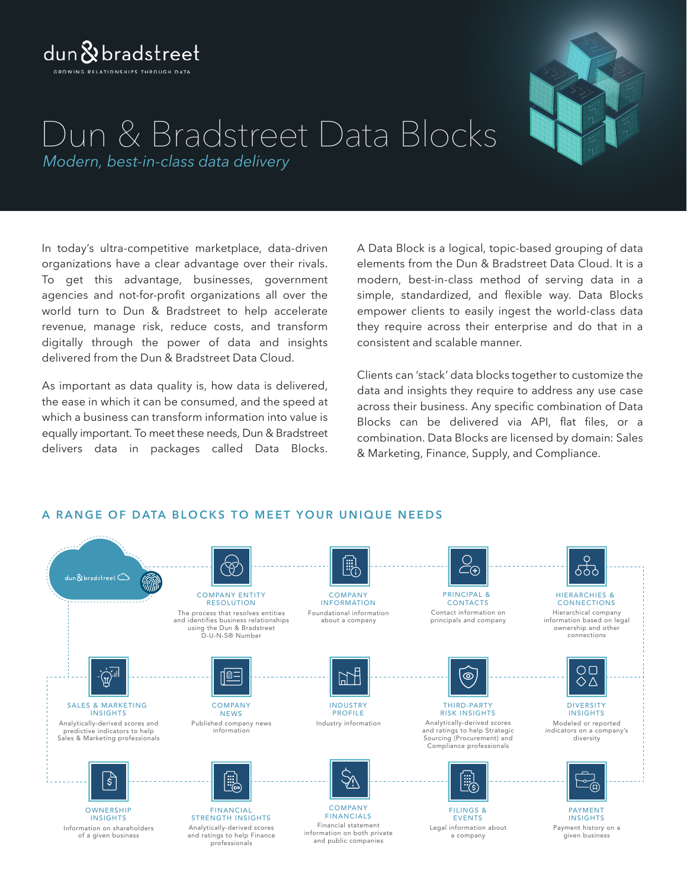dun & bradstreet

GROWING RELATIONSHIPS THROUGH DATA

# Dun & Bradstreet Data Blocks

*Modern, best-in-class data delivery*

In today's ultra-competitive marketplace, data-driven organizations have a clear advantage over their rivals. To get this advantage, businesses, government agencies and not-for-profit organizations all over the world turn to Dun & Bradstreet to help accelerate revenue, manage risk, reduce costs, and transform digitally through the power of data and insights delivered from the Dun & Bradstreet Data Cloud.

As important as data quality is, how data is delivered, the ease in which it can be consumed, and the speed at which a business can transform information into value is equally important. To meet these needs, Dun & Bradstreet delivers data in packages called Data Blocks.

A Data Block is a logical, topic-based grouping of data elements from the Dun & Bradstreet Data Cloud. It is a modern, best-in-class method of serving data in a simple, standardized, and flexible way. Data Blocks empower clients to easily ingest the world-class data they require across their enterprise and do that in a consistent and scalable manner.

Clients can 'stack' data blocks together to customize the data and insights they require to address any use case across their business. Any specific combination of Data Blocks can be delivered via API, flat files, or a combination. Data Blocks are licensed by domain: Sales & Marketing, Finance, Supply, and Compliance.

## A RANGE OF DATA BLOCKS TO MEET YOUR UNIQUE NEEDS

dun & bradstreet

**COMPANY ENTITY RESOLUTION**
The process that resolves entities and identifies business relationships using the Dun & Bradstreet D-U-N-S® Number

**COMPANY INFORMATION**
Foundational information about a company

**PRINCIPAL & CONTACTS**
Contact information on principals and company

**HIERARCHIES & CONNECTIONS**
Hierarchical company information based on legal ownership and other connections

**SALES & MARKETING INSIGHTS**
Analytically-derived scores and predictive indicators to help Sales & Marketing professionals

**COMPANY NEWS**
Published company news information

**INDUSTRY PROFILE**
Industry information

**THIRD-PARTY RISK INSIGHTS**
Analytically-derived scores and ratings to help Strategic Sourcing (Procurement) and Compliance professionals

**DIVERSITY INSIGHTS**
Modeled or reported indicators on a company's diversity

**OWNERSHIP INSIGHTS**
Information on shareholders of a given business

**FINANCIAL STRENGTH INSIGHTS**
Analytically-derived scores and ratings to help Finance professionals

**COMPANY FINANCIALS**
Financial statement information on both private and public companies

**FILINGS & EVENTS**
Legal information about a company

**PAYMENT INSIGHTS**
Payment history on a given business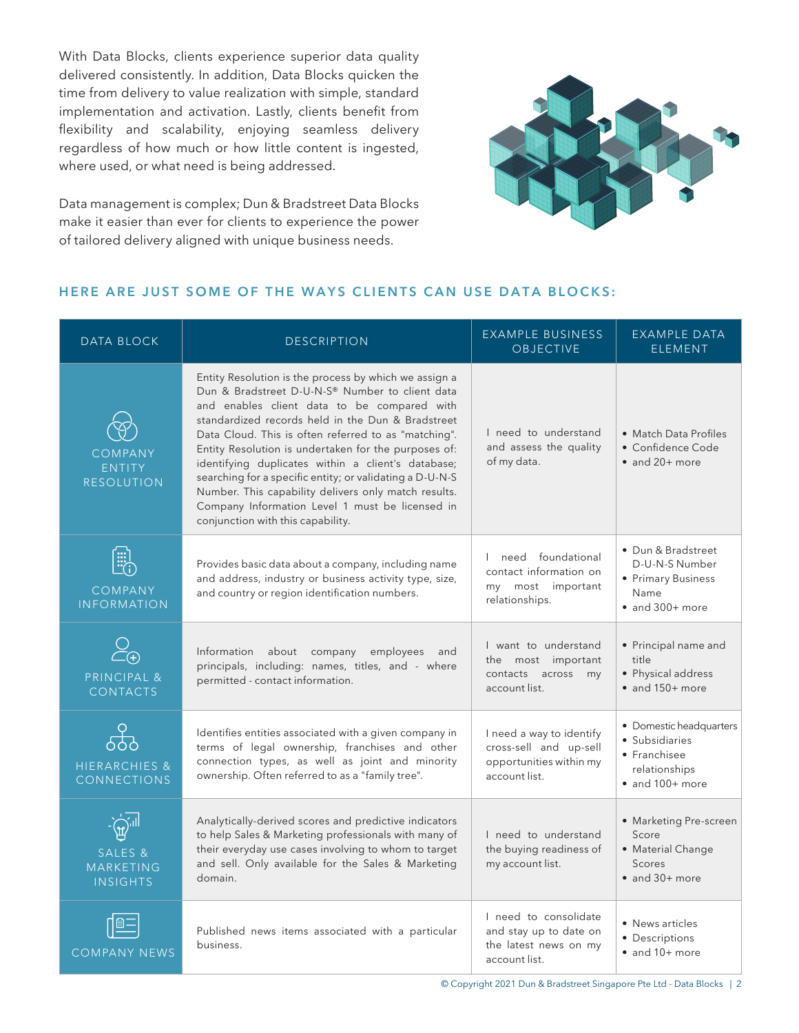With Data Blocks, clients experience superior data quality delivered consistently. In addition, Data Blocks quicken the time from delivery to value realization with simple, standard implementation and activation. Lastly, clients benefit from flexibility and scalability, enjoying seamless delivery regardless of how much or how little content is ingested, where used, or what need is being addressed.

Data management is complex; Dun & Bradstreet Data Blocks make it easier than ever for clients to experience the power of tailored delivery aligned with unique business needs.

## HERE ARE JUST SOME OF THE WAYS CLIENTS CAN USE DATA BLOCKS:

| DATA BLOCK | DESCRIPTION | EXAMPLE BUSINESS OBJECTIVE | EXAMPLE DATA ELEMENT |
|---|---|---|---|
| COMPANY ENTITY RESOLUTION | Entity Resolution is the process by which we assign a Dun & Bradstreet D-U-N-S® Number to client data and enables client data to be compared with standardized records held in the Dun & Bradstreet Data Cloud. This is often referred to as "matching". Entity Resolution is undertaken for the purposes of: identifying duplicates within a client's database; searching for a specific entity; or validating a D-U-N-S Number. This capability delivers only match results. Company Information Level 1 must be licensed in conjunction with this capability. | I need to understand and assess the quality of my data. | • Match Data Profiles<br>• Confidence Code<br>• and 20+ more |
| COMPANY INFORMATION | Provides basic data about a company, including name and address, industry or business activity type, size, and country or region identification numbers. | I need foundational contact information on my most important relationships. | • Dun & Bradstreet D-U-N-S Number<br>• Primary Business Name<br>• and 300+ more |
| PRINCIPAL & CONTACTS | Information about company employees and principals, including: names, titles, and - where permitted - contact information. | I want to understand the most important contacts across my account list. | • Principal name and title<br>• Physical address<br>• and 150+ more |
| HIERARCHIES & CONNECTIONS | Identifies entities associated with a given company in terms of legal ownership, franchises and other connection types, as well as joint and minority ownership. Often referred to as a "family tree". | I need a way to identify cross-sell and up-sell opportunities within my account list. | • Domestic headquarters<br>• Subsidiaries<br>• Franchisee relationships<br>• and 100+ more |
| SALES & MARKETING INSIGHTS | Analytically-derived scores and predictive indicators to help Sales & Marketing professionals with many of their everyday use cases involving to whom to target and sell. Only available for the Sales & Marketing domain. | I need to understand the buying readiness of my account list. | • Marketing Pre-screen Score<br>• Material Change Scores<br>• and 30+ more |
| COMPANY NEWS | Published news items associated with a particular business. | I need to consolidate and stay up to date on the latest news on my account list. | • News articles<br>• Descriptions<br>• and 10+ more |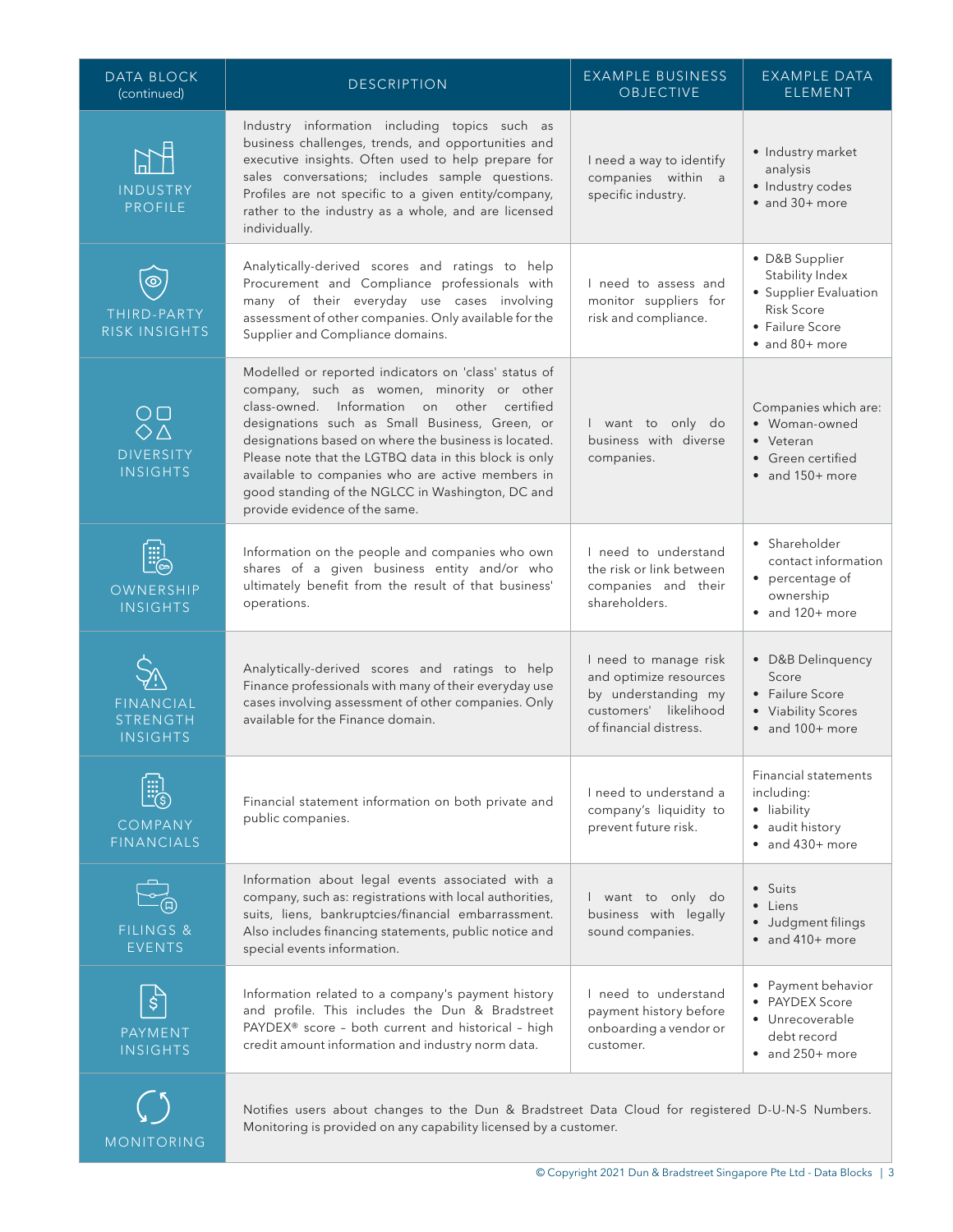| DATA BLOCK (continued) | DESCRIPTION | EXAMPLE BUSINESS OBJECTIVE | EXAMPLE DATA ELEMENT |
|---|---|---|---|
| INDUSTRY PROFILE | Industry information including topics such as business challenges, trends, and opportunities and executive insights. Often used to help prepare for sales conversations; includes sample questions. Profiles are not specific to a given entity/company, rather to the industry as a whole, and are licensed individually. | I need a way to identify companies within a specific industry. | • Industry market analysis<br>• Industry codes<br>• and 30+ more |
| THIRD-PARTY RISK INSIGHTS | Analytically-derived scores and ratings to help Procurement and Compliance professionals with many of their everyday use cases involving assessment of other companies. Only available for the Supplier and Compliance domains. | I need to assess and monitor suppliers for risk and compliance. | • D&B Supplier Stability Index<br>• Supplier Evaluation Risk Score<br>• Failure Score<br>• and 80+ more |
| DIVERSITY INSIGHTS | Modelled or reported indicators on 'class' status of company, such as women, minority or other class-owned. Information on other certified designations such as Small Business, Green, or designations based on where the business is located. Please note that the LGTBQ data in this block is only available to companies who are active members in good standing of the NGLCC in Washington, DC and provide evidence of the same. | I want to only do business with diverse companies. | Companies which are:<br>• Woman-owned<br>• Veteran<br>• Green certified<br>• and 150+ more |
| OWNERSHIP INSIGHTS | Information on the people and companies who own shares of a given business entity and/or who ultimately benefit from the result of that business' operations. | I need to understand the risk or link between companies and their shareholders. | • Shareholder contact information<br>• percentage of ownership<br>• and 120+ more |
| FINANCIAL STRENGTH INSIGHTS | Analytically-derived scores and ratings to help Finance professionals with many of their everyday use cases involving assessment of other companies. Only available for the Finance domain. | I need to manage risk and optimize resources by understanding my customers' likelihood of financial distress. | • D&B Delinquency Score<br>• Failure Score<br>• Viability Scores<br>• and 100+ more |
| COMPANY FINANCIALS | Financial statement information on both private and public companies. | I need to understand a company's liquidity to prevent future risk. | Financial statements including:<br>• liability<br>• audit history<br>• and 430+ more |
| FILINGS & EVENTS | Information about legal events associated with a company, such as: registrations with local authorities, suits, liens, bankruptcies/financial embarrassment. Also includes financing statements, public notice and special events information. | I want to only do business with legally sound companies. | • Suits<br>• Liens<br>• Judgment filings<br>• and 410+ more |
| PAYMENT INSIGHTS | Information related to a company's payment history and profile. This includes the Dun & Bradstreet PAYDEX® score – both current and historical – high credit amount information and industry norm data. | I need to understand payment history before onboarding a vendor or customer. | • Payment behavior<br>• PAYDEX Score<br>• Unrecoverable debt record<br>• and 250+ more |
| MONITORING | Notifies users about changes to the Dun & Bradstreet Data Cloud for registered D-U-N-S Numbers. Monitoring is provided on any capability licensed by a customer. | | |

© Copyright 2021 Dun & Bradstreet Singapore Pte Ltd - Data Blocks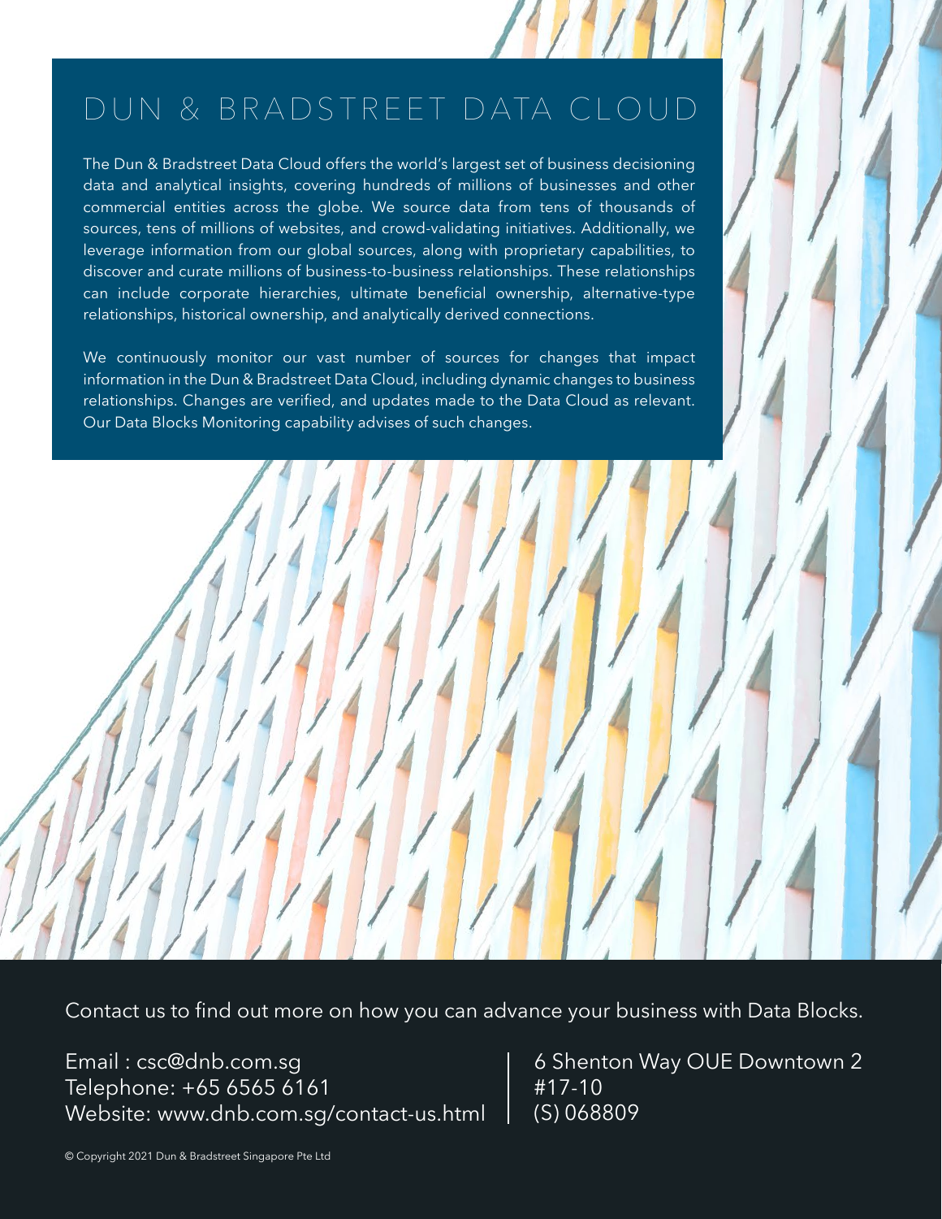# DUN & BRADSTREET DATA CLOUD

The Dun & Bradstreet Data Cloud offers the world's largest set of business decisioning data and analytical insights, covering hundreds of millions of businesses and other commercial entities across the globe. We source data from tens of thousands of sources, tens of millions of websites, and crowd-validating initiatives. Additionally, we leverage information from our global sources, along with proprietary capabilities, to discover and curate millions of business-to-business relationships. These relationships can include corporate hierarchies, ultimate beneficial ownership, alternative-type relationships, historical ownership, and analytically derived connections.

We continuously monitor our vast number of sources for changes that impact information in the Dun & Bradstreet Data Cloud, including dynamic changes to business relationships. Changes are verified, and updates made to the Data Cloud as relevant. Our Data Blocks Monitoring capability advises of such changes.

Contact us to find out more on how you can advance your business with Data Blocks.

Email : csc@dnb.com.sg
Telephone: +65 6565 6161
Website: www.dnb.com.sg/contact-us.html

6 Shenton Way OUE Downtown 2
#17-10
(S) 068809

© Copyright 2021 Dun & Bradstreet Singapore Pte Ltd